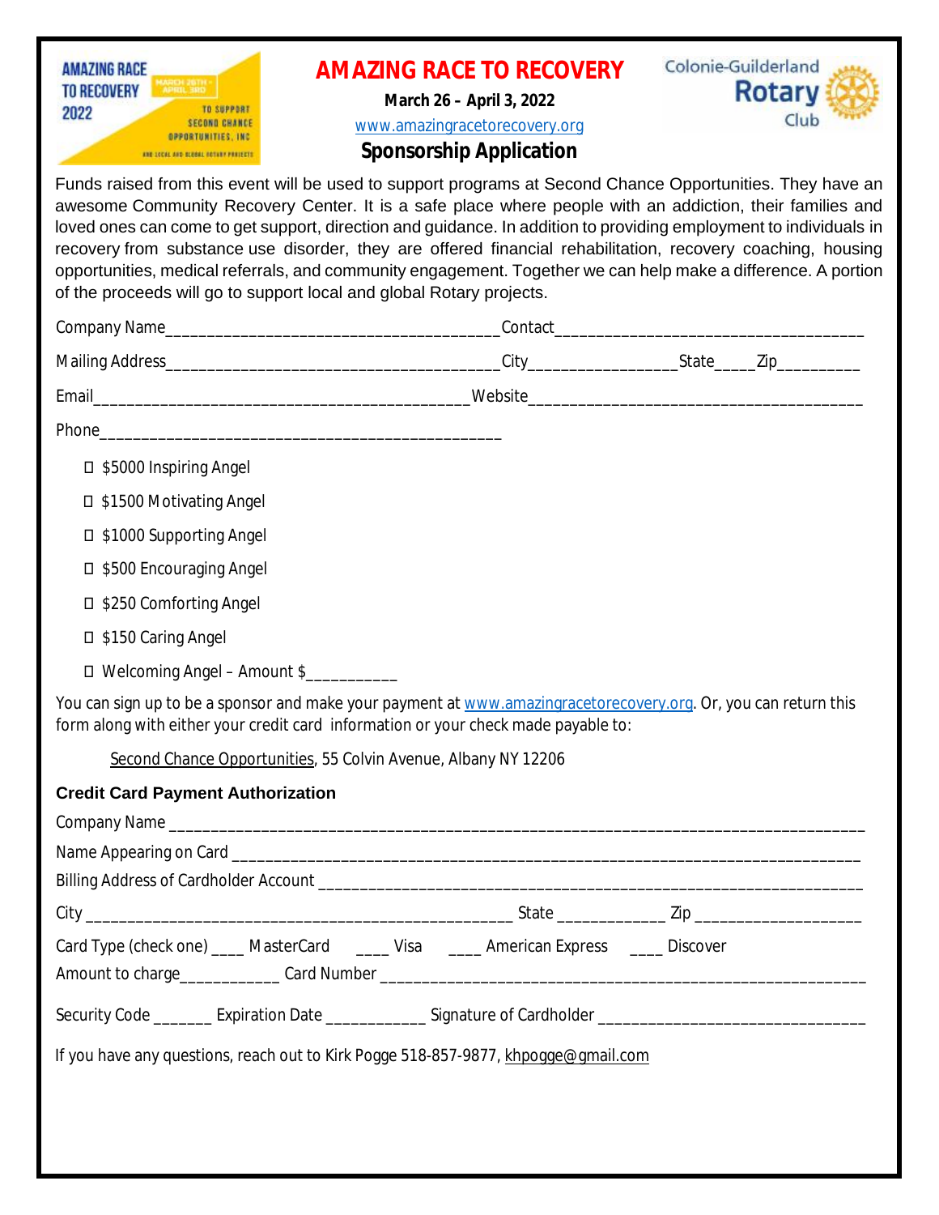# AMAZING RACE TO RECOVERY

**March 26 – April 3, 2022**

www.amazingracetorecovery.org

## Sponsorship Application

Funds raised from this event will be used to support programs at Second Chance Opportunities. They have an awesome Community Recovery Center. It is a safe place where people with an addiction, their families and loved ones can come to get support, direction and guidance. In addition to providing employment to individuals in recovery from substance use disorder, they are offered financial rehabilitation, recovery coaching, housing opportunities, medical referrals, and community engagement. Together we can help make a difference. A portion of the proceeds will go to support local and global Rotary projects.

Company Name______________________________________Contact___________________________________

Mailing Address____________________________________City________________State____Zip_________

Email__________________________________________Website_____________________________________

Phone_____________________________________________

- ☐ $5000 Inspiring Angel
- ☐ $1500 Motivating Angel
- ☐ $1000 Supporting Angel
- ☐ $500 Encouraging Angel
- ☐ $250 Comforting Angel
- ☐ $150 Caring Angel
- ☐ Welcoming Angel – Amount $__________

You can sign up to be a sponsor and make your payment at www.amazingracetorecovery.org. Or, you can return this form along with either your credit card information or your check made payable to:

Second Chance Opportunities, 55 Colvin Avenue, Albany NY 12206

### Credit Card Payment Authorization

Company Name ________________________________________________________________________________

Name Appearing on Card ________________________________________________________________________

Billing Address of Cardholder Account ____________________________________________________________

City ______________________________________________ State ___________ Zip __________________

Card Type (check one) ____ MasterCard ____ Visa ____ American Express ____ Discover

Amount to charge___________ Card Number ________________________________________________________

Security Code _______ Expiration Date ___________ Signature of Cardholder ____________________________

If you have any questions, reach out to Kirk Pogge 518-857-9877, khpogge@gmail.com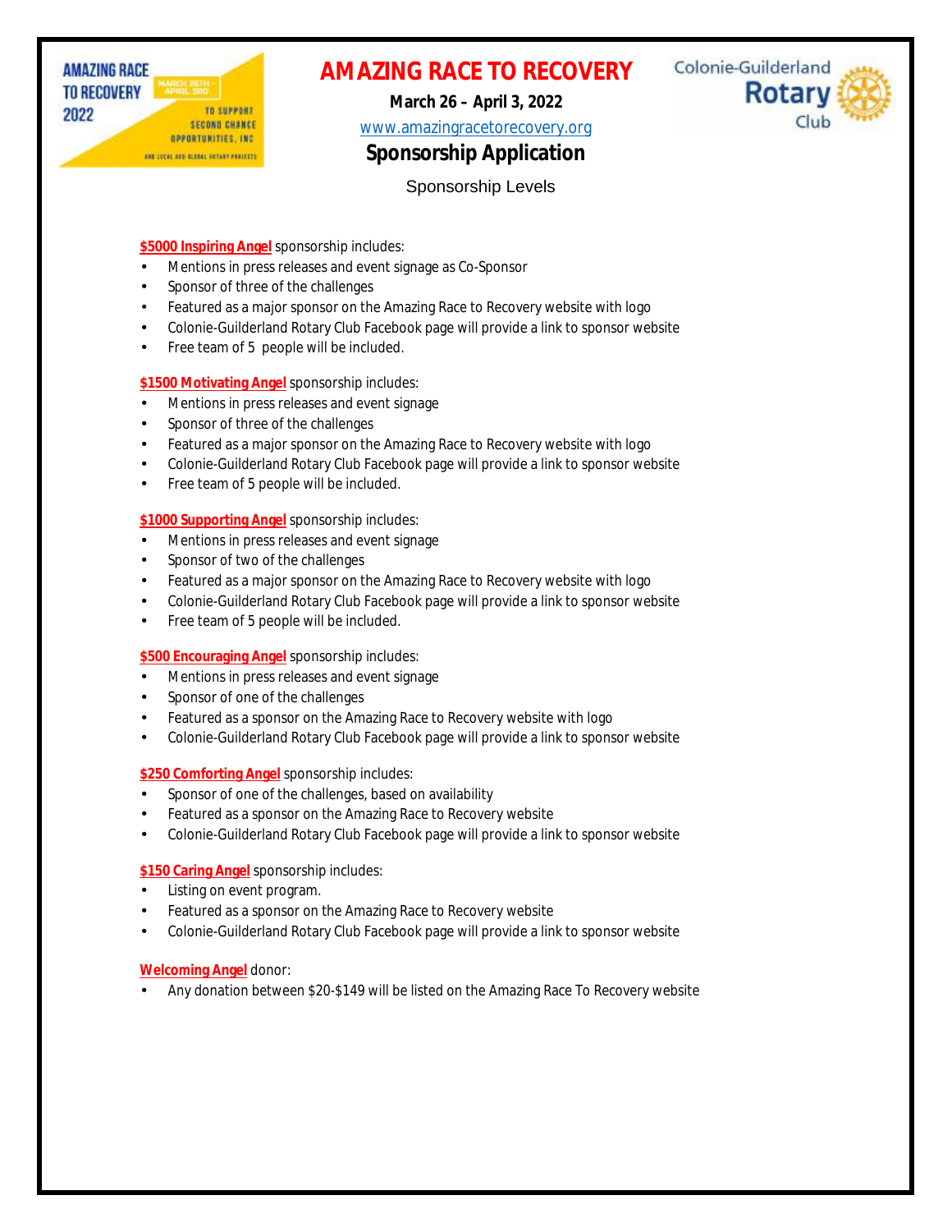# AMAZING RACE TO RECOVERY

**March 26 – April 3, 2022**

www.amazingracetorecovery.org

## Sponsorship Application

Sponsorship Levels

**$5000 Inspiring Angel** sponsorship includes:

- Mentions in press releases and event signage as Co-Sponsor
- Sponsor of three of the challenges
- Featured as a major sponsor on the Amazing Race to Recovery website with logo
- Colonie-Guilderland Rotary Club Facebook page will provide a link to sponsor website
- Free team of 5 people will be included.

**$1500 Motivating Angel** sponsorship includes:

- Mentions in press releases and event signage
- Sponsor of three of the challenges
- Featured as a major sponsor on the Amazing Race to Recovery website with logo
- Colonie-Guilderland Rotary Club Facebook page will provide a link to sponsor website
- Free team of 5 people will be included.

**$1000 Supporting Angel** sponsorship includes:

- Mentions in press releases and event signage
- Sponsor of two of the challenges
- Featured as a major sponsor on the Amazing Race to Recovery website with logo
- Colonie-Guilderland Rotary Club Facebook page will provide a link to sponsor website
- Free team of 5 people will be included.

**$500 Encouraging Angel** sponsorship includes:

- Mentions in press releases and event signage
- Sponsor of one of the challenges
- Featured as a sponsor on the Amazing Race to Recovery website with logo
- Colonie-Guilderland Rotary Club Facebook page will provide a link to sponsor website

**$250 Comforting Angel** sponsorship includes:

- Sponsor of one of the challenges, based on availability
- Featured as a sponsor on the Amazing Race to Recovery website
- Colonie-Guilderland Rotary Club Facebook page will provide a link to sponsor website

**$150 Caring Angel** sponsorship includes:

- Listing on event program.
- Featured as a sponsor on the Amazing Race to Recovery website
- Colonie-Guilderland Rotary Club Facebook page will provide a link to sponsor website

**Welcoming Angel** donor:

- Any donation between $20-$149 will be listed on the Amazing Race To Recovery website